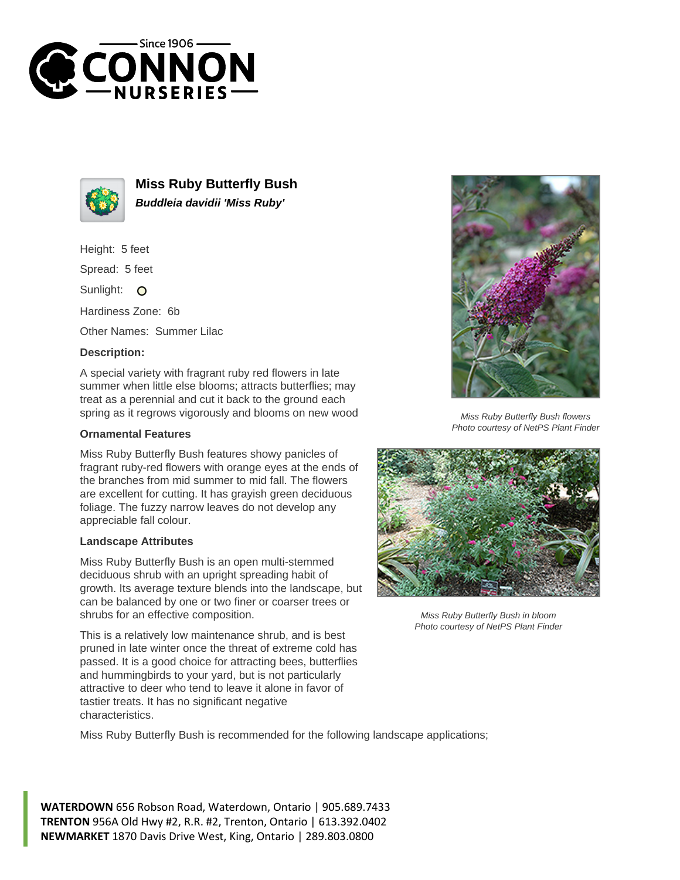Since 1906
CONNON
NURSERIES

# Miss Ruby Butterfly Bush

***Buddleia davidii 'Miss Ruby'***

Height: 5 feet

Spread: 5 feet

Sunlight: ○

Hardiness Zone: 6b

Other Names: Summer Lilac

### Description:

A special variety with fragrant ruby red flowers in late summer when little else blooms; attracts butterflies; may treat as a perennial and cut it back to the ground each spring as it regrows vigorously and blooms on new wood

*Miss Ruby Butterfly Bush flowers*
*Photo courtesy of NetPS Plant Finder*

### Ornamental Features

Miss Ruby Butterfly Bush features showy panicles of fragrant ruby-red flowers with orange eyes at the ends of the branches from mid summer to mid fall. The flowers are excellent for cutting. It has grayish green deciduous foliage. The fuzzy narrow leaves do not develop any appreciable fall colour.

*Miss Ruby Butterfly Bush in bloom*
*Photo courtesy of NetPS Plant Finder*

### Landscape Attributes

Miss Ruby Butterfly Bush is an open multi-stemmed deciduous shrub with an upright spreading habit of growth. Its average texture blends into the landscape, but can be balanced by one or two finer or coarser trees or shrubs for an effective composition.

This is a relatively low maintenance shrub, and is best pruned in late winter once the threat of extreme cold has passed. It is a good choice for attracting bees, butterflies and hummingbirds to your yard, but is not particularly attractive to deer who tend to leave it alone in favor of tastier treats. It has no significant negative characteristics.

Miss Ruby Butterfly Bush is recommended for the following landscape applications;

**WATERDOWN** 656 Robson Road, Waterdown, Ontario | 905.689.7433
**TRENTON** 956A Old Hwy #2, R.R. #2, Trenton, Ontario | 613.392.0402
**NEWMARKET** 1870 Davis Drive West, King, Ontario | 289.803.0800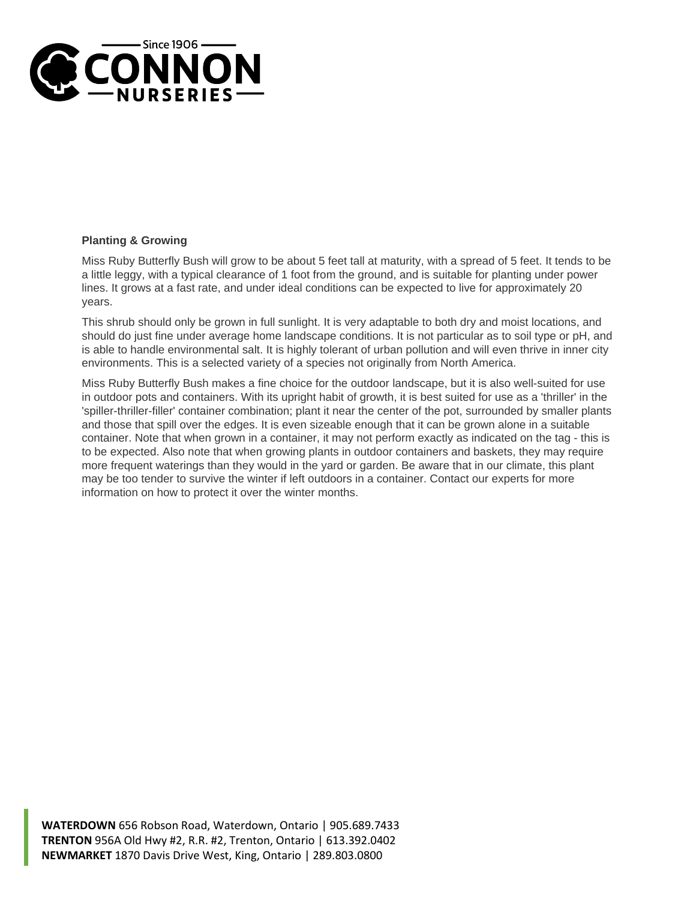### Planting & Growing

Miss Ruby Butterfly Bush will grow to be about 5 feet tall at maturity, with a spread of 5 feet. It tends to be a little leggy, with a typical clearance of 1 foot from the ground, and is suitable for planting under power lines. It grows at a fast rate, and under ideal conditions can be expected to live for approximately 20 years.

This shrub should only be grown in full sunlight. It is very adaptable to both dry and moist locations, and should do just fine under average home landscape conditions. It is not particular as to soil type or pH, and is able to handle environmental salt. It is highly tolerant of urban pollution and will even thrive in inner city environments. This is a selected variety of a species not originally from North America.

Miss Ruby Butterfly Bush makes a fine choice for the outdoor landscape, but it is also well-suited for use in outdoor pots and containers. With its upright habit of growth, it is best suited for use as a 'thriller' in the 'spiller-thriller-filler' container combination; plant it near the center of the pot, surrounded by smaller plants and those that spill over the edges. It is even sizeable enough that it can be grown alone in a suitable container. Note that when grown in a container, it may not perform exactly as indicated on the tag - this is to be expected. Also note that when growing plants in outdoor containers and baskets, they may require more frequent waterings than they would in the yard or garden. Be aware that in our climate, this plant may be too tender to survive the winter if left outdoors in a container. Contact our experts for more information on how to protect it over the winter months.